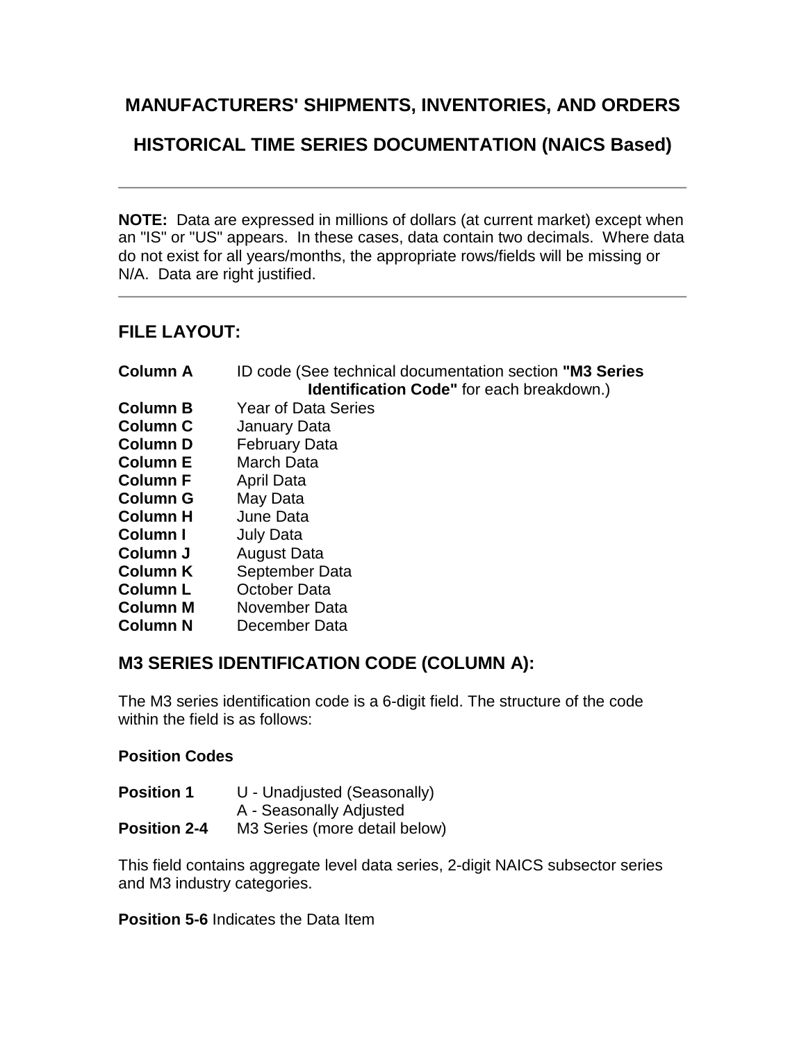# MANUFACTURERS' SHIPMENTS, INVENTORIES, AND ORDERS

# HISTORICAL TIME SERIES DOCUMENTATION (NAICS Based)

---

**NOTE:** Data are expressed in millions of dollars (at current market) except when an "IS" or "US" appears. In these cases, data contain two decimals. Where data do not exist for all years/months, the appropriate rows/fields will be missing or N/A. Data are right justified.

---

## FILE LAYOUT:

| | |
|---|---|
| **Column A** | ID code (See technical documentation section **"M3 Series Identification Code"** for each breakdown.) |
| **Column B** | Year of Data Series |
| **Column C** | January Data |
| **Column D** | February Data |
| **Column E** | March Data |
| **Column F** | April Data |
| **Column G** | May Data |
| **Column H** | June Data |
| **Column I** | July Data |
| **Column J** | August Data |
| **Column K** | September Data |
| **Column L** | October Data |
| **Column M** | November Data |
| **Column N** | December Data |

## M3 SERIES IDENTIFICATION CODE (COLUMN A):

The M3 series identification code is a 6-digit field. The structure of the code within the field is as follows:

### Position Codes

| | |
|---|---|
| **Position 1** | U - Unadjusted (Seasonally)<br>A - Seasonally Adjusted |
| **Position 2-4** | M3 Series (more detail below) |

This field contains aggregate level data series, 2-digit NAICS subsector series and M3 industry categories.

**Position 5-6** Indicates the Data Item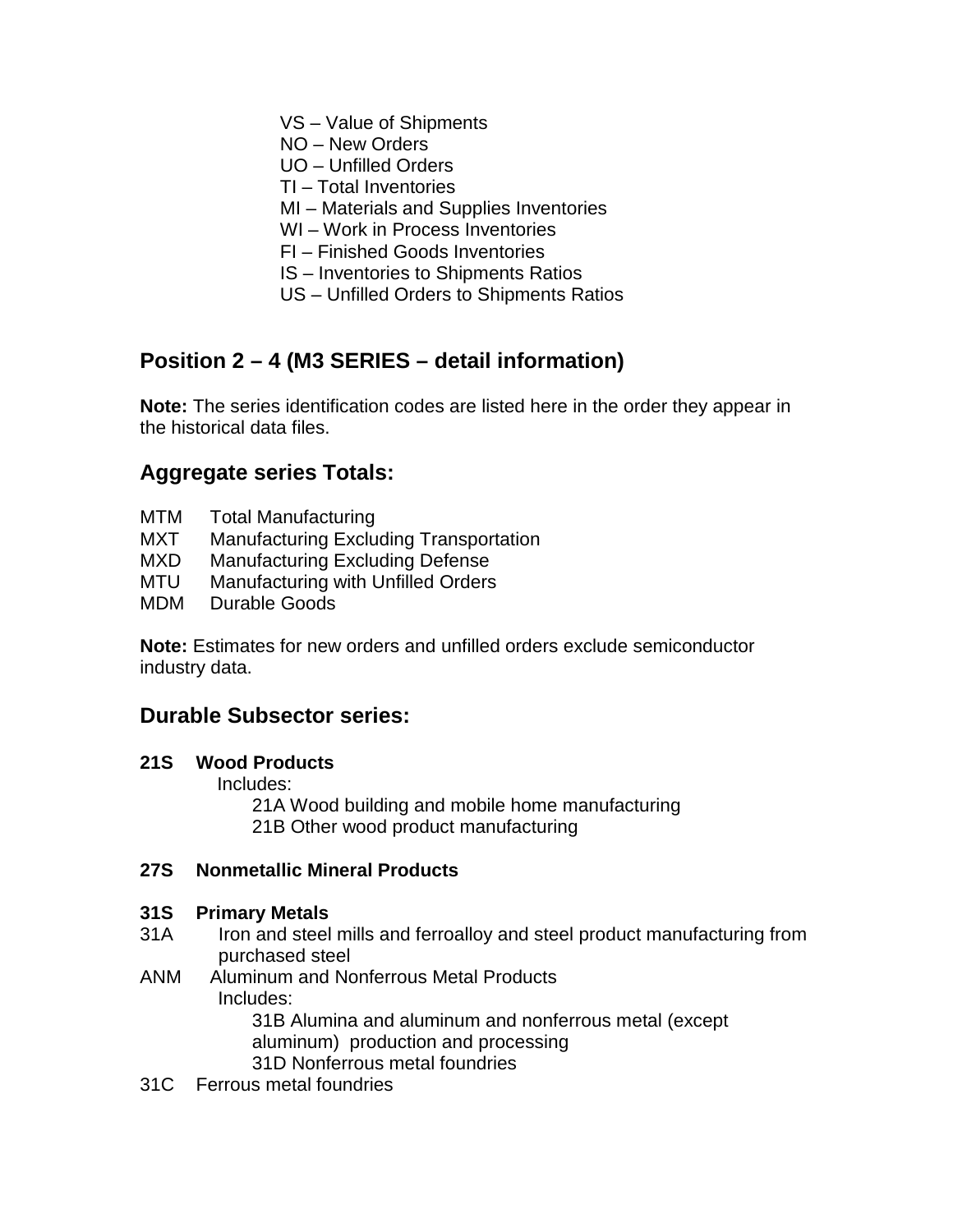VS – Value of Shipments
NO – New Orders
UO – Unfilled Orders
TI – Total Inventories
MI – Materials and Supplies Inventories
WI – Work in Process Inventories
FI – Finished Goods Inventories
IS – Inventories to Shipments Ratios
US – Unfilled Orders to Shipments Ratios

## Position 2 – 4 (M3 SERIES – detail information)

**Note:** The series identification codes are listed here in the order they appear in the historical data files.

### Aggregate series Totals:

MTM Total Manufacturing
MXT Manufacturing Excluding Transportation
MXD Manufacturing Excluding Defense
MTU Manufacturing with Unfilled Orders
MDM Durable Goods

**Note:** Estimates for new orders and unfilled orders exclude semiconductor industry data.

### Durable Subsector series:

**21S Wood Products**

Includes:

21A Wood building and mobile home manufacturing
21B Other wood product manufacturing

**27S Nonmetallic Mineral Products**

**31S Primary Metals**

31A Iron and steel mills and ferroalloy and steel product manufacturing from purchased steel

ANM Aluminum and Nonferrous Metal Products

Includes:

31B Alumina and aluminum and nonferrous metal (except aluminum) production and processing
31D Nonferrous metal foundries

31C Ferrous metal foundries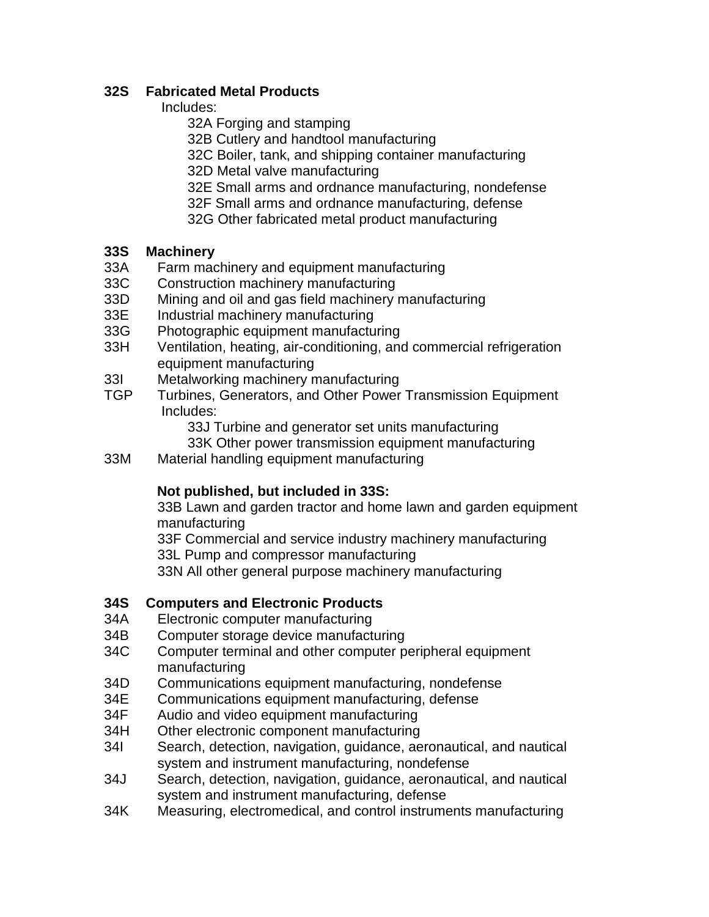**32S Fabricated Metal Products**

Includes:

- 32A Forging and stamping
- 32B Cutlery and handtool manufacturing
- 32C Boiler, tank, and shipping container manufacturing
- 32D Metal valve manufacturing
- 32E Small arms and ordnance manufacturing, nondefense
- 32F Small arms and ordnance manufacturing, defense
- 32G Other fabricated metal product manufacturing

**33S Machinery**

33A Farm machinery and equipment manufacturing
33C Construction machinery manufacturing
33D Mining and oil and gas field machinery manufacturing
33E Industrial machinery manufacturing
33G Photographic equipment manufacturing
33H Ventilation, heating, air-conditioning, and commercial refrigeration equipment manufacturing
33I Metalworking machinery manufacturing
TGP Turbines, Generators, and Other Power Transmission Equipment

Includes:

- 33J Turbine and generator set units manufacturing
- 33K Other power transmission equipment manufacturing

33M Material handling equipment manufacturing

**Not published, but included in 33S:**

33B Lawn and garden tractor and home lawn and garden equipment manufacturing
33F Commercial and service industry machinery manufacturing
33L Pump and compressor manufacturing
33N All other general purpose machinery manufacturing

**34S Computers and Electronic Products**

34A Electronic computer manufacturing
34B Computer storage device manufacturing
34C Computer terminal and other computer peripheral equipment manufacturing
34D Communications equipment manufacturing, nondefense
34E Communications equipment manufacturing, defense
34F Audio and video equipment manufacturing
34H Other electronic component manufacturing
34I Search, detection, navigation, guidance, aeronautical, and nautical system and instrument manufacturing, nondefense
34J Search, detection, navigation, guidance, aeronautical, and nautical system and instrument manufacturing, defense
34K Measuring, electromedical, and control instruments manufacturing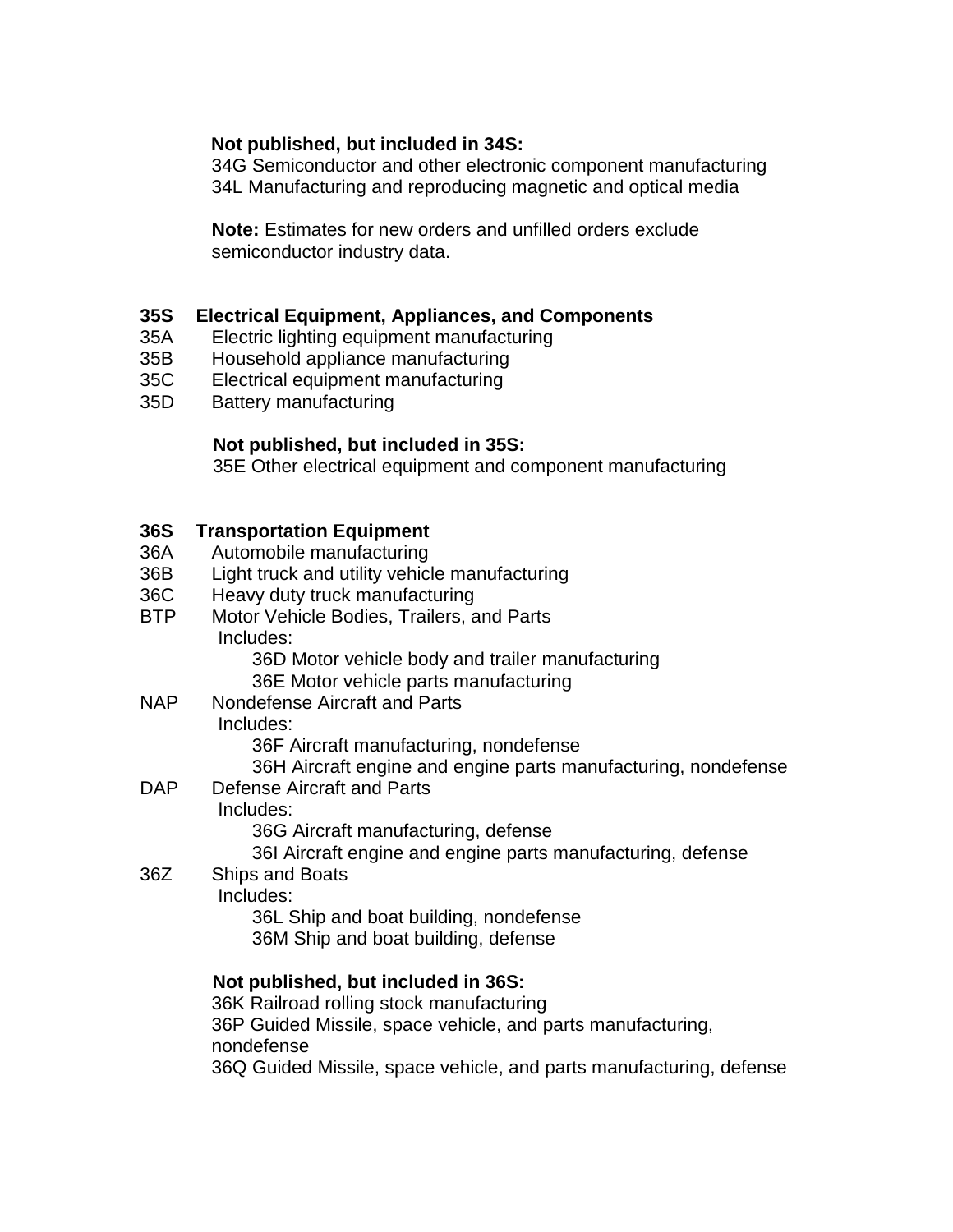**Not published, but included in 34S:**

34G Semiconductor and other electronic component manufacturing
34L Manufacturing and reproducing magnetic and optical media

**Note:** Estimates for new orders and unfilled orders exclude semiconductor industry data.

**35S Electrical Equipment, Appliances, and Components**

35A Electric lighting equipment manufacturing
35B Household appliance manufacturing
35C Electrical equipment manufacturing
35D Battery manufacturing

**Not published, but included in 35S:**

35E Other electrical equipment and component manufacturing

**36S Transportation Equipment**

36A Automobile manufacturing
36B Light truck and utility vehicle manufacturing
36C Heavy duty truck manufacturing
BTP Motor Vehicle Bodies, Trailers, and Parts
  Includes:
    36D Motor vehicle body and trailer manufacturing
    36E Motor vehicle parts manufacturing
NAP Nondefense Aircraft and Parts
  Includes:
    36F Aircraft manufacturing, nondefense
    36H Aircraft engine and engine parts manufacturing, nondefense
DAP Defense Aircraft and Parts
  Includes:
    36G Aircraft manufacturing, defense
    36I Aircraft engine and engine parts manufacturing, defense
36Z Ships and Boats
  Includes:
    36L Ship and boat building, nondefense
    36M Ship and boat building, defense

**Not published, but included in 36S:**

36K Railroad rolling stock manufacturing
36P Guided Missile, space vehicle, and parts manufacturing, nondefense
36Q Guided Missile, space vehicle, and parts manufacturing, defense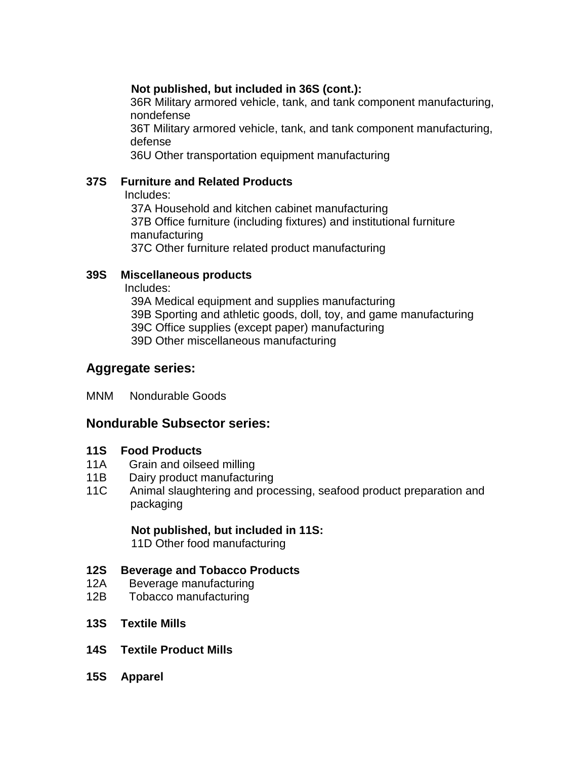**Not published, but included in 36S (cont.):**

36R Military armored vehicle, tank, and tank component manufacturing, nondefense
36T Military armored vehicle, tank, and tank component manufacturing, defense
36U Other transportation equipment manufacturing

**37S Furniture and Related Products**

Includes:

37A Household and kitchen cabinet manufacturing
37B Office furniture (including fixtures) and institutional furniture manufacturing
37C Other furniture related product manufacturing

**39S Miscellaneous products**

Includes:

39A Medical equipment and supplies manufacturing
39B Sporting and athletic goods, doll, toy, and game manufacturing
39C Office supplies (except paper) manufacturing
39D Other miscellaneous manufacturing

## Aggregate series:

MNM Nondurable Goods

## Nondurable Subsector series:

**11S Food Products**

11A Grain and oilseed milling
11B Dairy product manufacturing
11C Animal slaughtering and processing, seafood product preparation and packaging

**Not published, but included in 11S:**

11D Other food manufacturing

**12S Beverage and Tobacco Products**

12A Beverage manufacturing
12B Tobacco manufacturing

**13S Textile Mills**

**14S Textile Product Mills**

**15S Apparel**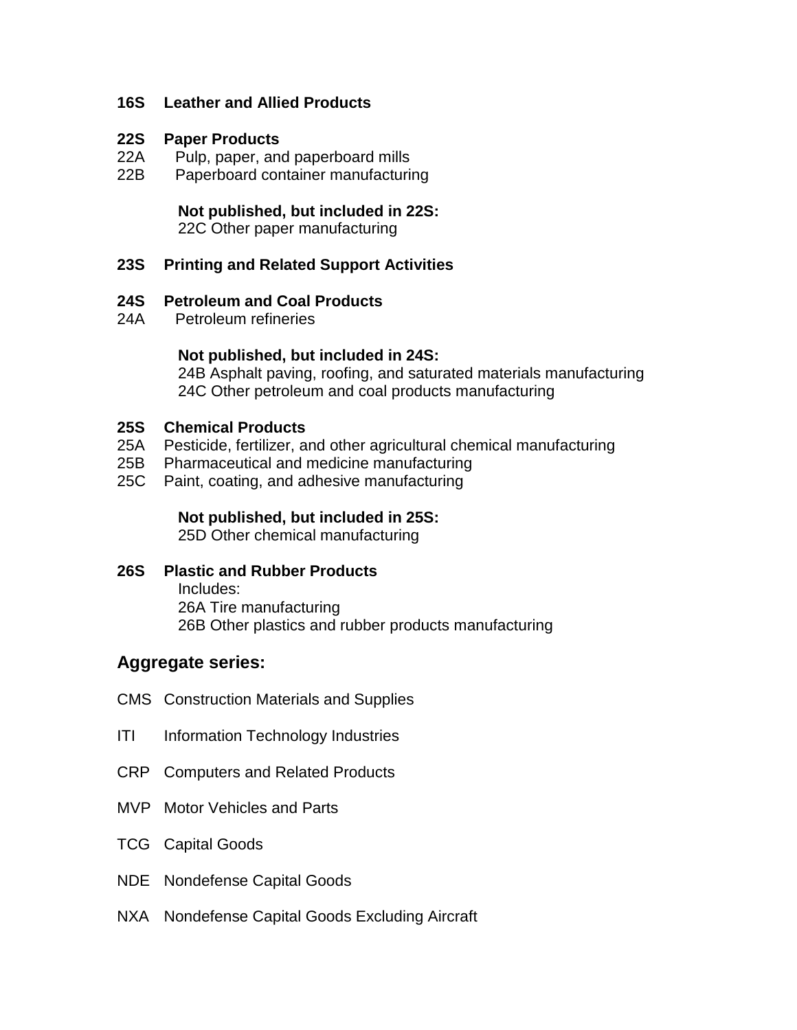**16S Leather and Allied Products**

**22S Paper Products**
22A Pulp, paper, and paperboard mills
22B Paperboard container manufacturing

**Not published, but included in 22S:**
22C Other paper manufacturing

**23S Printing and Related Support Activities**

**24S Petroleum and Coal Products**
24A Petroleum refineries

**Not published, but included in 24S:**
24B Asphalt paving, roofing, and saturated materials manufacturing
24C Other petroleum and coal products manufacturing

**25S Chemical Products**
25A Pesticide, fertilizer, and other agricultural chemical manufacturing
25B Pharmaceutical and medicine manufacturing
25C Paint, coating, and adhesive manufacturing

**Not published, but included in 25S:**
25D Other chemical manufacturing

**26S Plastic and Rubber Products**
Includes:
26A Tire manufacturing
26B Other plastics and rubber products manufacturing

## Aggregate series:

CMS Construction Materials and Supplies

ITI Information Technology Industries

CRP Computers and Related Products

MVP Motor Vehicles and Parts

TCG Capital Goods

NDE Nondefense Capital Goods

NXA Nondefense Capital Goods Excluding Aircraft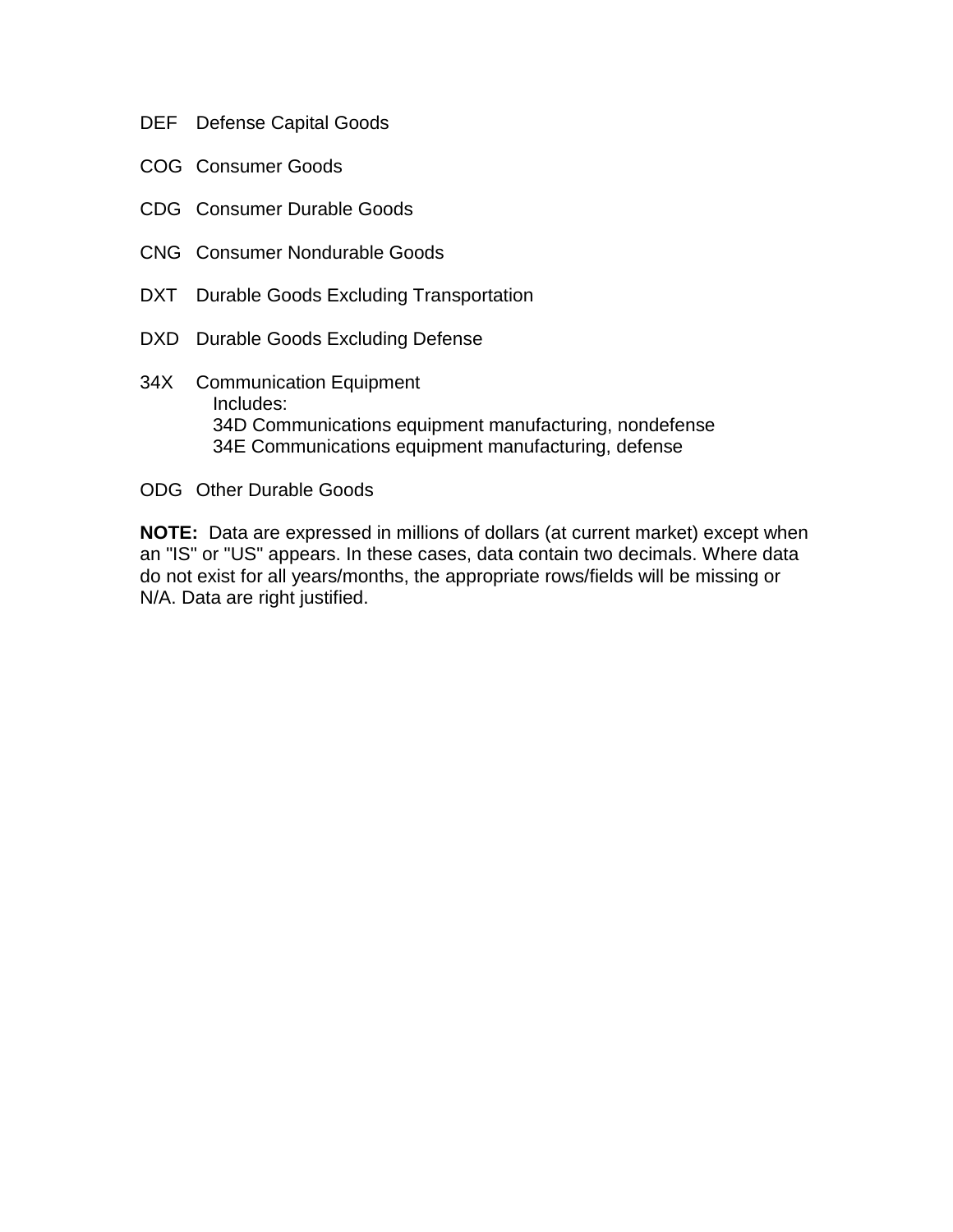DEF Defense Capital Goods

COG Consumer Goods

CDG Consumer Durable Goods

CNG Consumer Nondurable Goods

DXT Durable Goods Excluding Transportation

DXD Durable Goods Excluding Defense

34X Communication Equipment
Includes:
34D Communications equipment manufacturing, nondefense
34E Communications equipment manufacturing, defense

ODG Other Durable Goods

**NOTE:** Data are expressed in millions of dollars (at current market) except when an "IS" or "US" appears. In these cases, data contain two decimals. Where data do not exist for all years/months, the appropriate rows/fields will be missing or N/A. Data are right justified.